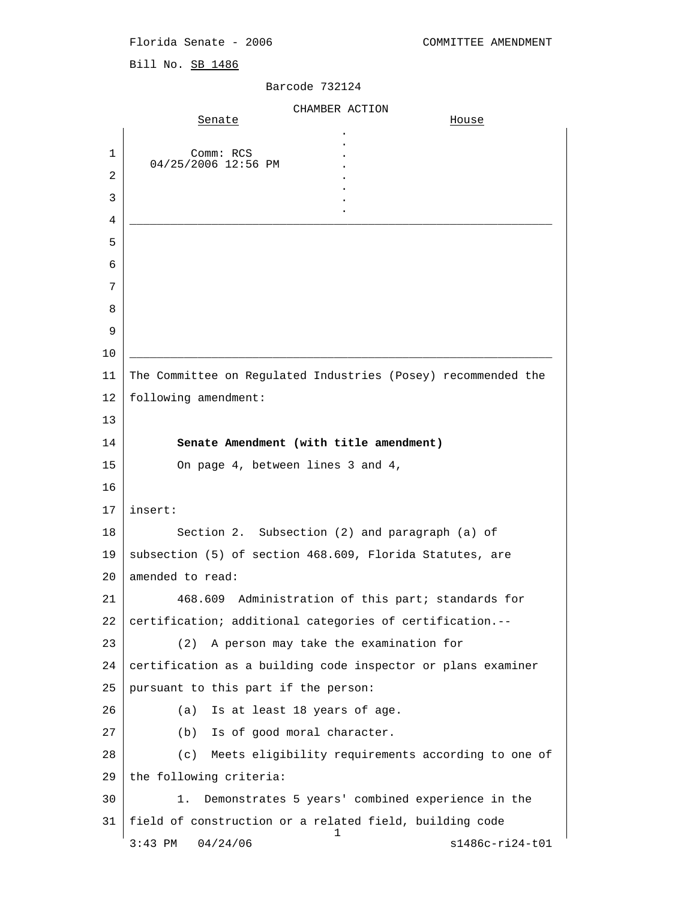Florida Senate - 2006 COMMITTEE AMENDMENT

Bill No. SB 1486

Barcode 732124

CHAMBER ACTION

| Senate | House |
| --- | --- |
| Comm: RCS<br>04/25/2006 12:56 PM | |

The Committee on Regulated Industries (Posey) recommended the following amendment:

**Senate Amendment (with title amendment)**

On page 4, between lines 3 and 4,

insert:

Section 2. Subsection (2) and paragraph (a) of subsection (5) of section 468.609, Florida Statutes, are amended to read:

468.609 Administration of this part; standards for certification; additional categories of certification.--

(2) A person may take the examination for certification as a building code inspector or plans examiner pursuant to this part if the person:

(a) Is at least 18 years of age.

(b) Is of good moral character.

(c) Meets eligibility requirements according to one of the following criteria:

1. Demonstrates 5 years' combined experience in the field of construction or a related field, building code

3:43 PM 04/24/06 s1486c-ri24-t01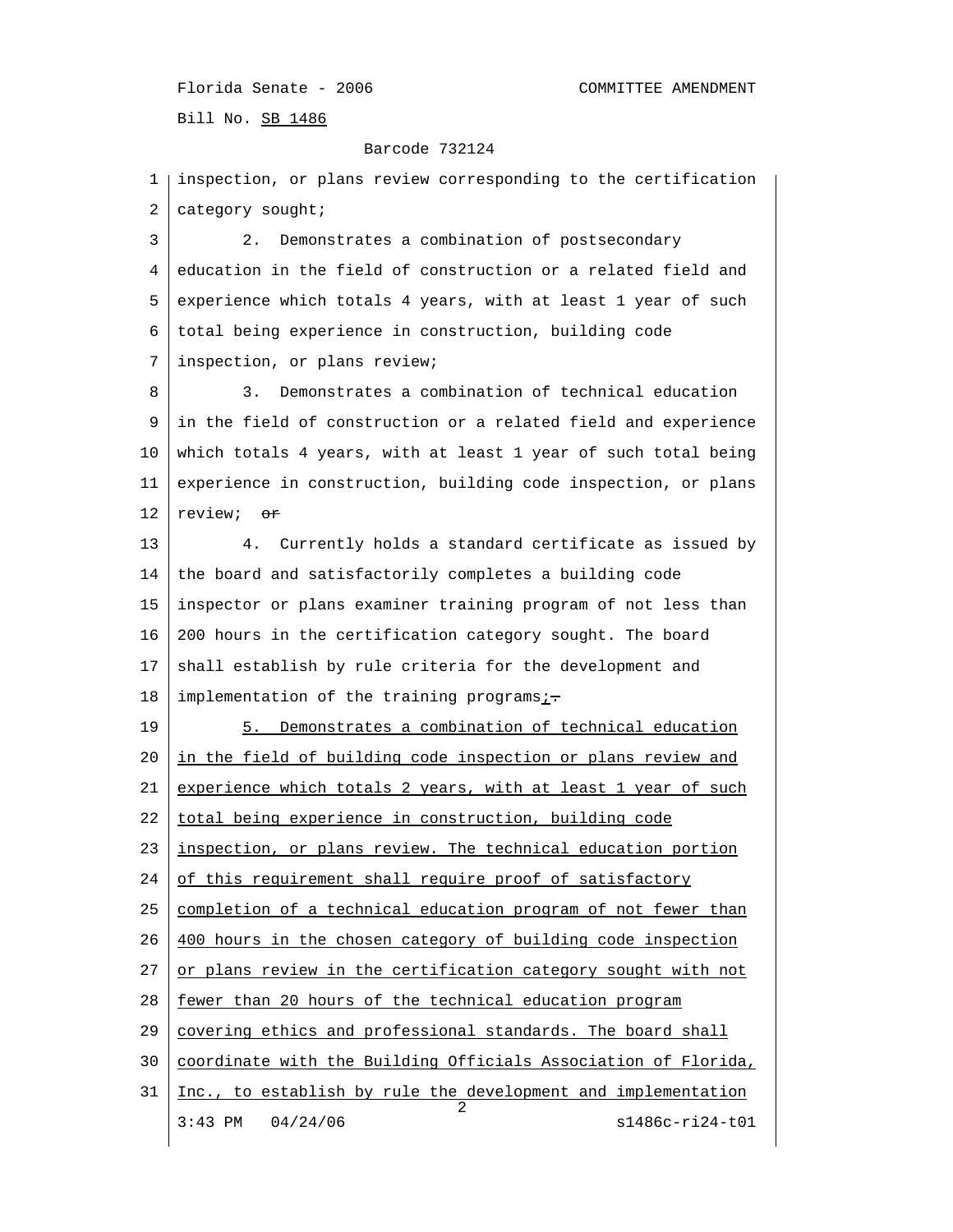inspection, or plans review corresponding to the certification category sought;

2. Demonstrates a combination of postsecondary education in the field of construction or a related field and experience which totals 4 years, with at least 1 year of such total being experience in construction, building code inspection, or plans review;

3. Demonstrates a combination of technical education in the field of construction or a related field and experience which totals 4 years, with at least 1 year of such total being experience in construction, building code inspection, or plans review; ~~or~~

4. Currently holds a standard certificate as issued by the board and satisfactorily completes a building code inspector or plans examiner training program of not less than 200 hours in the certification category sought. The board shall establish by rule criteria for the development and implementation of the training programs<u>;</u>~~.~~

<u>5. Demonstrates a combination of technical education in the field of building code inspection or plans review and experience which totals 2 years, with at least 1 year of such total being experience in construction, building code inspection, or plans review. The technical education portion of this requirement shall require proof of satisfactory completion of a technical education program of not fewer than 400 hours in the chosen category of building code inspection or plans review in the certification category sought with not fewer than 20 hours of the technical education program covering ethics and professional standards. The board shall coordinate with the Building Officials Association of Florida, Inc., to establish by rule the development and implementation</u>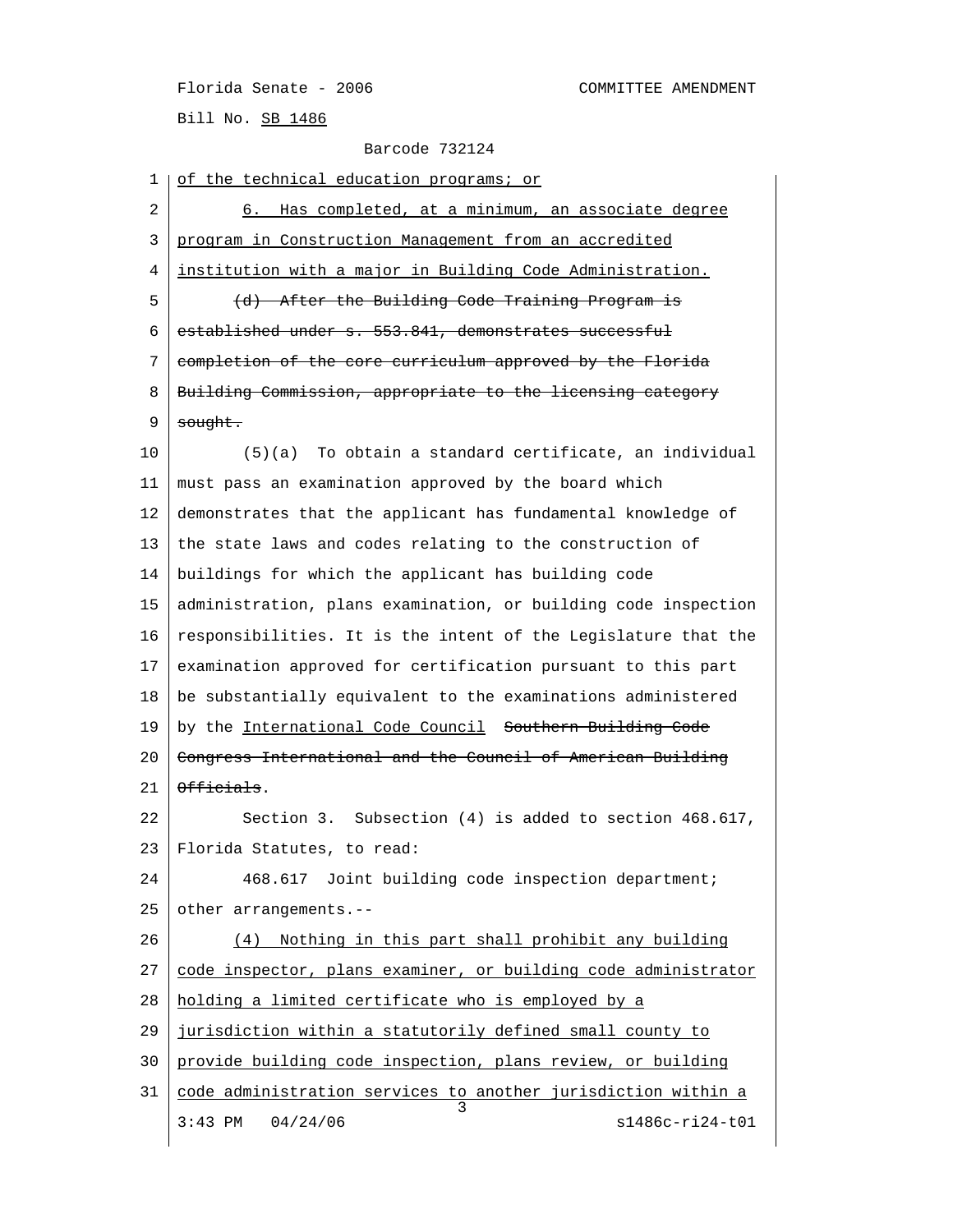of the technical education programs; or

6. Has completed, at a minimum, an associate degree program in Construction Management from an accredited institution with a major in Building Code Administration.

~~(d) After the Building Code Training Program is established under s. 553.841, demonstrates successful completion of the core curriculum approved by the Florida Building Commission, appropriate to the licensing category sought.~~

(5)(a) To obtain a standard certificate, an individual must pass an examination approved by the board which demonstrates that the applicant has fundamental knowledge of the state laws and codes relating to the construction of buildings for which the applicant has building code administration, plans examination, or building code inspection responsibilities. It is the intent of the Legislature that the examination approved for certification pursuant to this part be substantially equivalent to the examinations administered by the International Code Council ~~Southern Building Code Congress International and the Council of American Building Officials~~.

Section 3. Subsection (4) is added to section 468.617, Florida Statutes, to read:

468.617 Joint building code inspection department; other arrangements.--

(4) Nothing in this part shall prohibit any building code inspector, plans examiner, or building code administrator holding a limited certificate who is employed by a jurisdiction within a statutorily defined small county to provide building code inspection, plans review, or building code administration services to another jurisdiction within a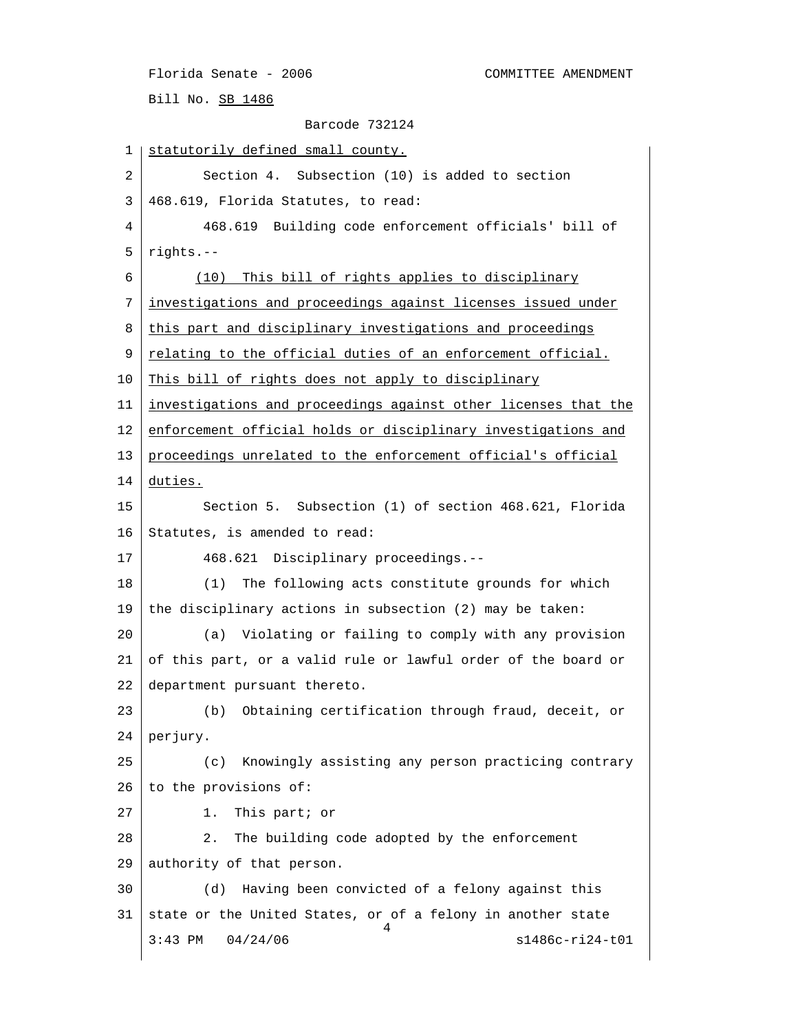statutorily defined small county.

Section 4. Subsection (10) is added to section 468.619, Florida Statutes, to read:

468.619 Building code enforcement officials' bill of rights.--

(10) This bill of rights applies to disciplinary investigations and proceedings against licenses issued under this part and disciplinary investigations and proceedings relating to the official duties of an enforcement official. This bill of rights does not apply to disciplinary investigations and proceedings against other licenses that the enforcement official holds or disciplinary investigations and proceedings unrelated to the enforcement official's official duties.

Section 5. Subsection (1) of section 468.621, Florida Statutes, is amended to read:

468.621 Disciplinary proceedings.--

(1) The following acts constitute grounds for which the disciplinary actions in subsection (2) may be taken:

(a) Violating or failing to comply with any provision of this part, or a valid rule or lawful order of the board or department pursuant thereto.

(b) Obtaining certification through fraud, deceit, or perjury.

(c) Knowingly assisting any person practicing contrary to the provisions of:

1. This part; or

2. The building code adopted by the enforcement authority of that person.

(d) Having been convicted of a felony against this state or the United States, or of a felony in another state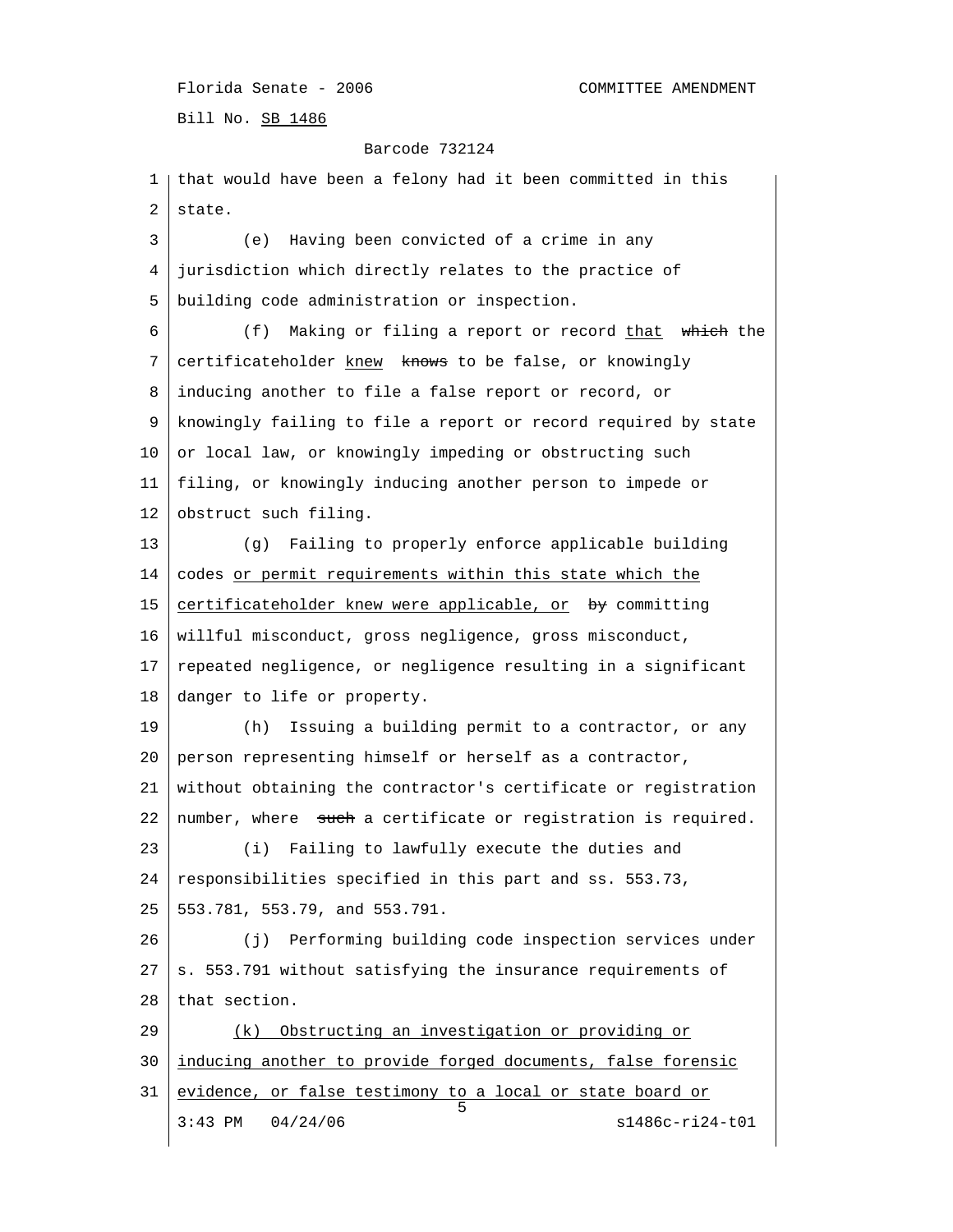that would have been a felony had it been committed in this state.

(e) Having been convicted of a crime in any jurisdiction which directly relates to the practice of building code administration or inspection.

(f) Making or filing a report or record <u>that</u> ~~which~~ the certificateholder <u>knew</u> ~~knows~~ to be false, or knowingly inducing another to file a false report or record, or knowingly failing to file a report or record required by state or local law, or knowingly impeding or obstructing such filing, or knowingly inducing another person to impede or obstruct such filing.

(g) Failing to properly enforce applicable building codes <u>or permit requirements within this state which the certificateholder knew were applicable, or</u> ~~by~~ committing willful misconduct, gross negligence, gross misconduct, repeated negligence, or negligence resulting in a significant danger to life or property.

(h) Issuing a building permit to a contractor, or any person representing himself or herself as a contractor, without obtaining the contractor's certificate or registration number, where ~~such~~ a certificate or registration is required.

(i) Failing to lawfully execute the duties and responsibilities specified in this part and ss. 553.73, 553.781, 553.79, and 553.791.

(j) Performing building code inspection services under s. 553.791 without satisfying the insurance requirements of that section.

<u>(k) Obstructing an investigation or providing or inducing another to provide forged documents, false forensic evidence, or false testimony to a local or state board or</u>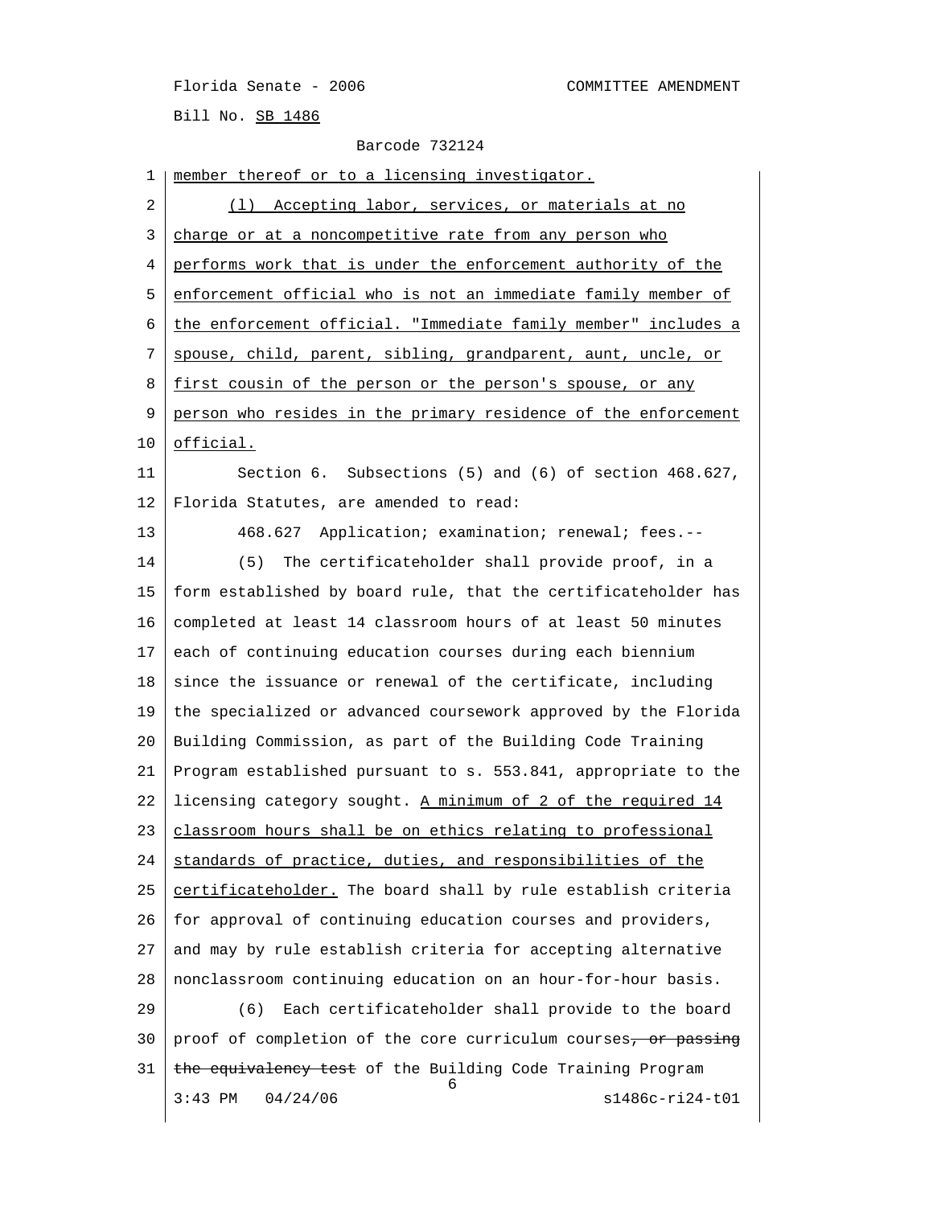member thereof or to a licensing investigator.

(l) Accepting labor, services, or materials at no charge or at a noncompetitive rate from any person who performs work that is under the enforcement authority of the enforcement official who is not an immediate family member of the enforcement official. "Immediate family member" includes a spouse, child, parent, sibling, grandparent, aunt, uncle, or first cousin of the person or the person's spouse, or any person who resides in the primary residence of the enforcement official.

Section 6. Subsections (5) and (6) of section 468.627, Florida Statutes, are amended to read:

468.627 Application; examination; renewal; fees.--

(5) The certificateholder shall provide proof, in a form established by board rule, that the certificateholder has completed at least 14 classroom hours of at least 50 minutes each of continuing education courses during each biennium since the issuance or renewal of the certificate, including the specialized or advanced coursework approved by the Florida Building Commission, as part of the Building Code Training Program established pursuant to s. 553.841, appropriate to the licensing category sought. A minimum of 2 of the required 14 classroom hours shall be on ethics relating to professional standards of practice, duties, and responsibilities of the certificateholder. The board shall by rule establish criteria for approval of continuing education courses and providers, and may by rule establish criteria for accepting alternative nonclassroom continuing education on an hour-for-hour basis.

(6) Each certificateholder shall provide to the board proof of completion of the core curriculum courses~~, or passing the equivalency test~~ of the Building Code Training Program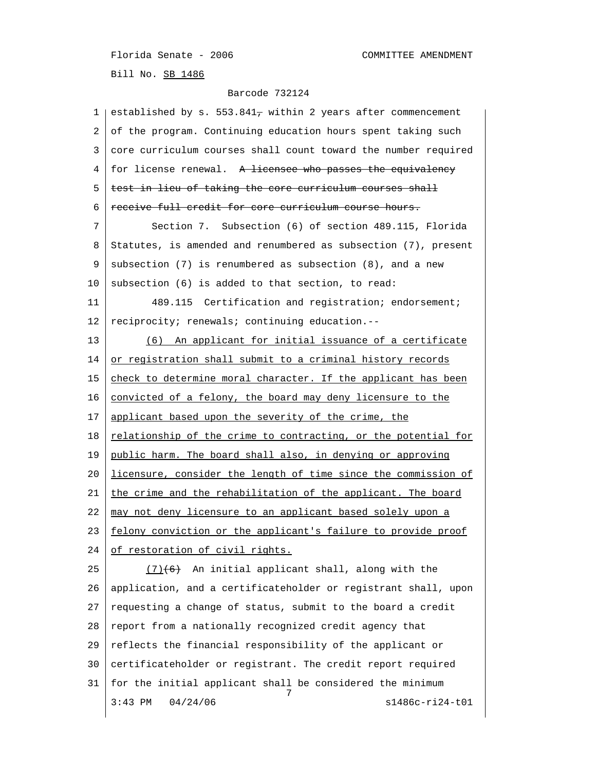established by s. 553.841~~,~~ within 2 years after commencement of the program. Continuing education hours spent taking such core curriculum courses shall count toward the number required for license renewal. ~~A licensee who passes the equivalency test in lieu of taking the core curriculum courses shall receive full credit for core curriculum course hours.~~

Section 7. Subsection (6) of section 489.115, Florida Statutes, is amended and renumbered as subsection (7), present subsection (7) is renumbered as subsection (8), and a new subsection (6) is added to that section, to read:

489.115 Certification and registration; endorsement; reciprocity; renewals; continuing education.--

<u>(6) An applicant for initial issuance of a certificate or registration shall submit to a criminal history records check to determine moral character. If the applicant has been convicted of a felony, the board may deny licensure to the applicant based upon the severity of the crime, the relationship of the crime to contracting, or the potential for public harm. The board shall also, in denying or approving licensure, consider the length of time since the commission of the crime and the rehabilitation of the applicant. The board may not deny licensure to an applicant based solely upon a felony conviction or the applicant's failure to provide proof of restoration of civil rights.</u>

<u>(7)</u>~~(6)~~ An initial applicant shall, along with the application, and a certificateholder or registrant shall, upon requesting a change of status, submit to the board a credit report from a nationally recognized credit agency that reflects the financial responsibility of the applicant or certificateholder or registrant. The credit report required for the initial applicant shall be considered the minimum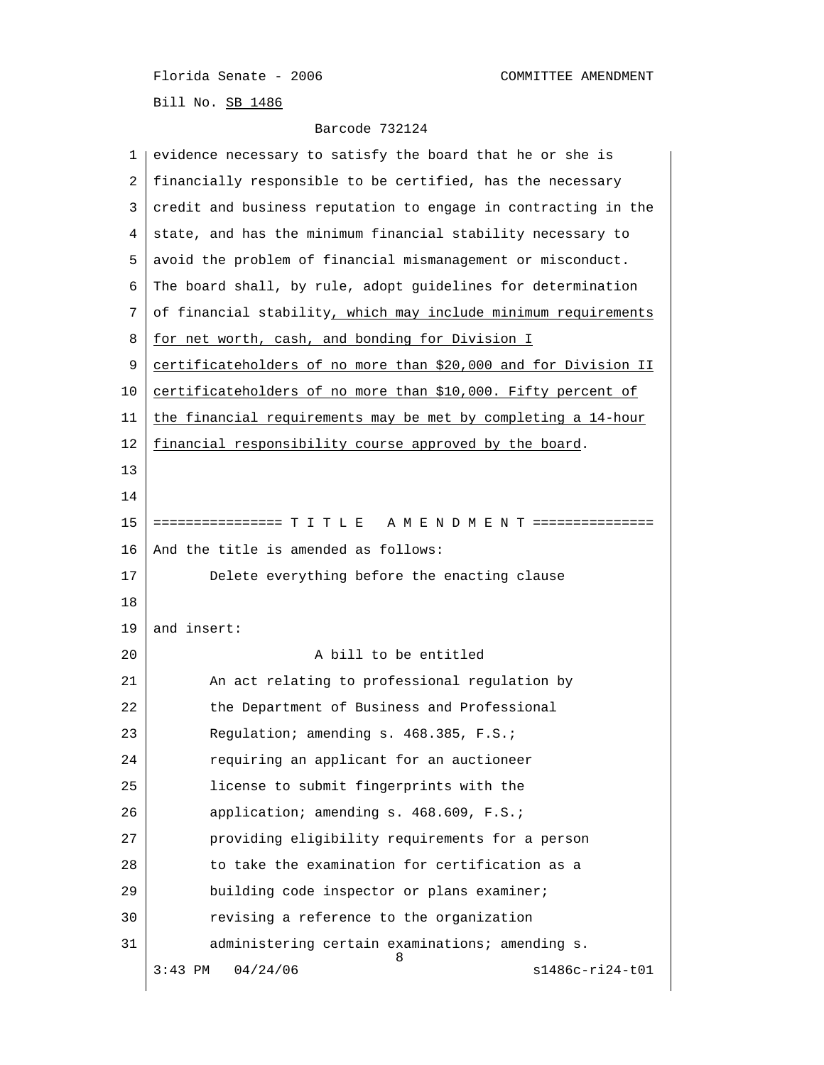evidence necessary to satisfy the board that he or she is financially responsible to be certified, has the necessary credit and business reputation to engage in contracting in the state, and has the minimum financial stability necessary to avoid the problem of financial mismanagement or misconduct. The board shall, by rule, adopt guidelines for determination of financial stability, which may include minimum requirements for net worth, cash, and bonding for Division I certificateholders of no more than $20,000 and for Division II certificateholders of no more than $10,000. Fifty percent of the financial requirements may be met by completing a 14-hour financial responsibility course approved by the board.

================ T I T L E   A M E N D M E N T ================

And the title is amended as follows:

Delete everything before the enacting clause

and insert:

A bill to be entitled

An act relating to professional regulation by the Department of Business and Professional Regulation; amending s. 468.385, F.S.; requiring an applicant for an auctioneer license to submit fingerprints with the application; amending s. 468.609, F.S.; providing eligibility requirements for a person to take the examination for certification as a building code inspector or plans examiner; revising a reference to the organization administering certain examinations; amending s.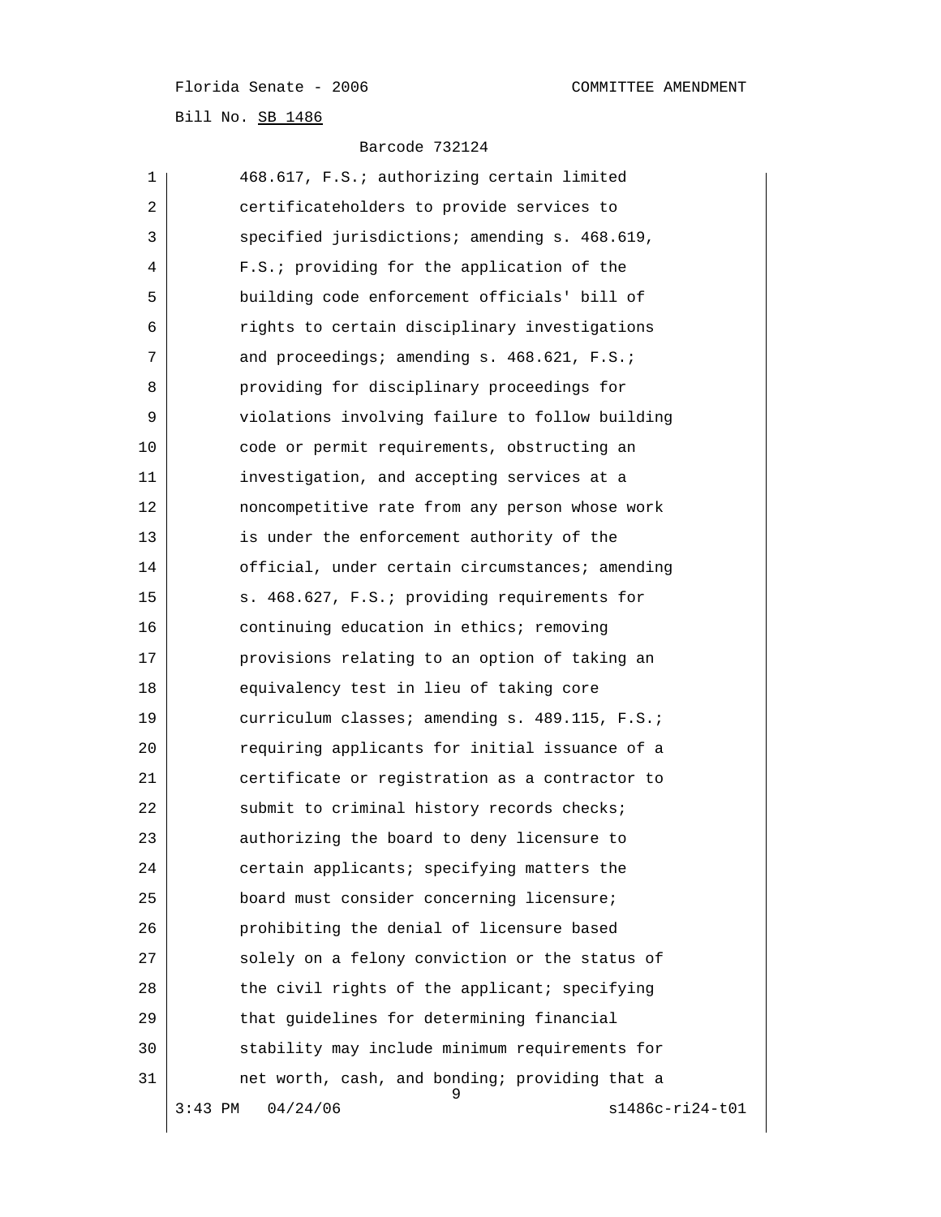Florida Senate - 2006 COMMITTEE AMENDMENT

Bill No. SB 1486

Barcode 732124

1 468.617, F.S.; authorizing certain limited
2 certificateholders to provide services to
3 specified jurisdictions; amending s. 468.619,
4 F.S.; providing for the application of the
5 building code enforcement officials' bill of
6 rights to certain disciplinary investigations
7 and proceedings; amending s. 468.621, F.S.;
8 providing for disciplinary proceedings for
9 violations involving failure to follow building
10 code or permit requirements, obstructing an
11 investigation, and accepting services at a
12 noncompetitive rate from any person whose work
13 is under the enforcement authority of the
14 official, under certain circumstances; amending
15 s. 468.627, F.S.; providing requirements for
16 continuing education in ethics; removing
17 provisions relating to an option of taking an
18 equivalency test in lieu of taking core
19 curriculum classes; amending s. 489.115, F.S.;
20 requiring applicants for initial issuance of a
21 certificate or registration as a contractor to
22 submit to criminal history records checks;
23 authorizing the board to deny licensure to
24 certain applicants; specifying matters the
25 board must consider concerning licensure;
26 prohibiting the denial of licensure based
27 solely on a felony conviction or the status of
28 the civil rights of the applicant; specifying
29 that guidelines for determining financial
30 stability may include minimum requirements for
31 net worth, cash, and bonding; providing that a

3:43 PM 04/24/06 s1486c-ri24-t01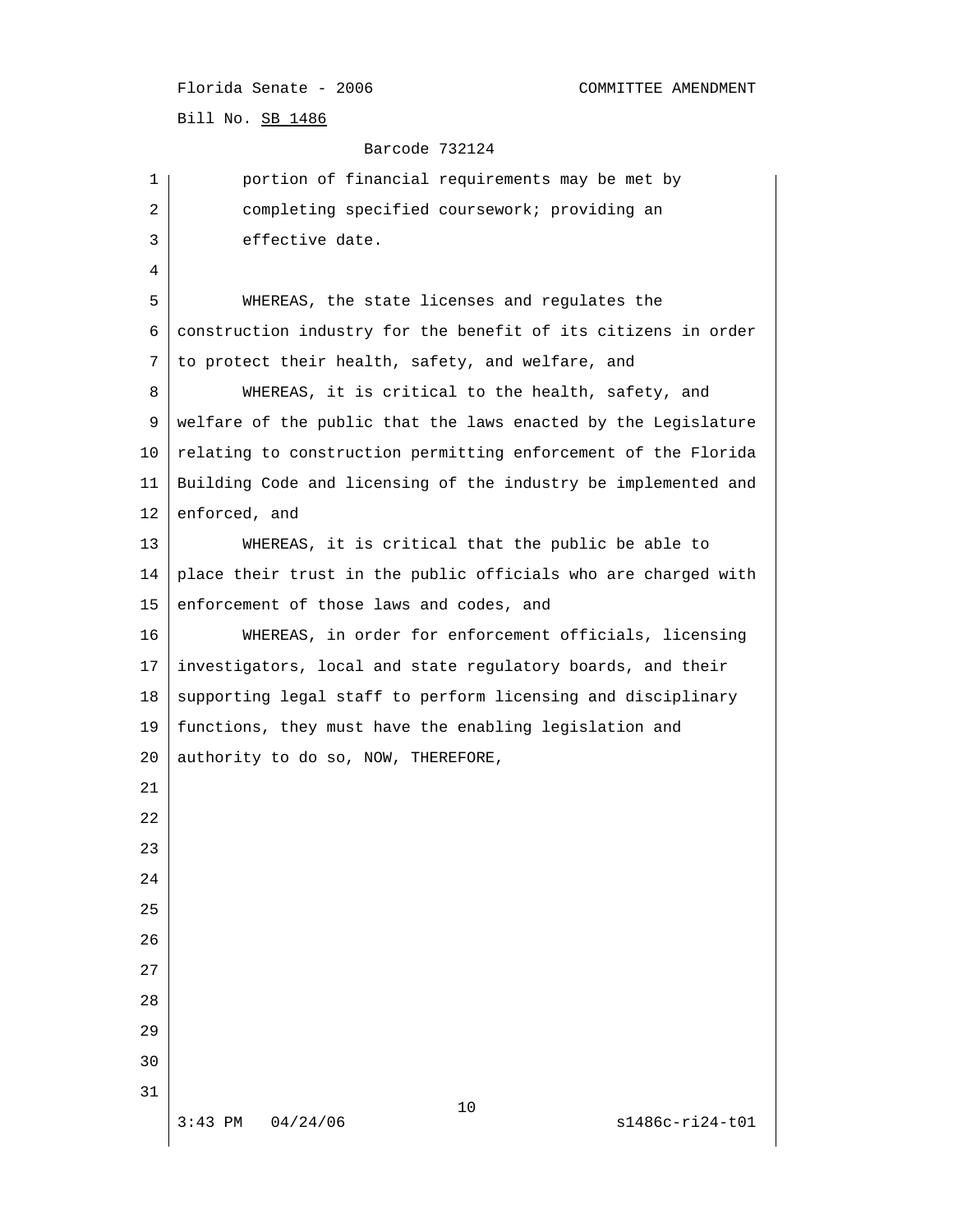portion of financial requirements may be met by completing specified coursework; providing an effective date.

WHEREAS, the state licenses and regulates the construction industry for the benefit of its citizens in order to protect their health, safety, and welfare, and

WHEREAS, it is critical to the health, safety, and welfare of the public that the laws enacted by the Legislature relating to construction permitting enforcement of the Florida Building Code and licensing of the industry be implemented and enforced, and

WHEREAS, it is critical that the public be able to place their trust in the public officials who are charged with enforcement of those laws and codes, and

WHEREAS, in order for enforcement officials, licensing investigators, local and state regulatory boards, and their supporting legal staff to perform licensing and disciplinary functions, they must have the enabling legislation and authority to do so, NOW, THEREFORE,